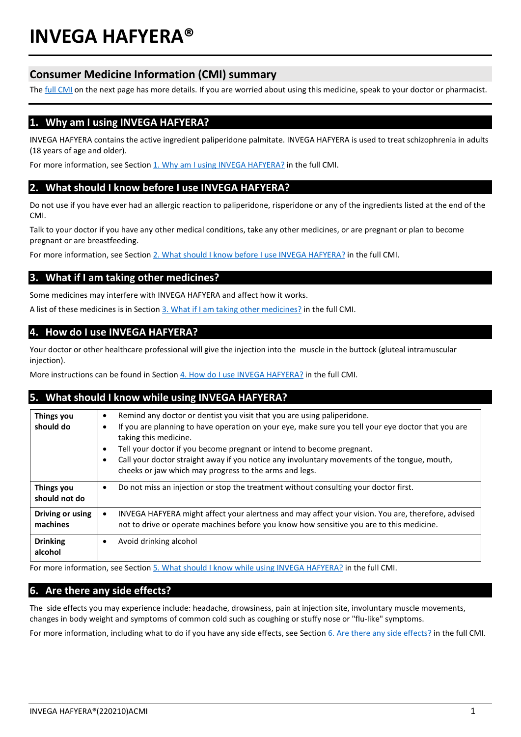# INVEGA HAFYERA®

## Consumer Medicine Information (CMI) summary

The full CMI on the next page has more details. If you are worried about using this medicine, speak to your doctor or pharmacist.

## 1. Why am I using INVEGA HAFYERA?

INVEGA HAFYERA contains the active ingredient paliperidone palmitate. INVEGA HAFYERA is used to treat schizophrenia in adults (18 years of age and older).

For more information, see Section 1. Why am I using INVEGA HAFYERA? in the full CMI.

## 2. What should I know before I use INVEGA HAFYERA?

Do not use if you have ever had an allergic reaction to paliperidone, risperidone or any of the ingredients listed at the end of the CMI.

Talk to your doctor if you have any other medical conditions, take any other medicines, or are pregnant or plan to become pregnant or are breastfeeding.

For more information, see Section 2. What should I know before I use INVEGA HAFYERA? in the full CMI.

## 3. What if I am taking other medicines?

Some medicines may interfere with INVEGA HAFYERA and affect how it works.

A list of these medicines is in Section 3. What if I am taking other medicines? in the full CMI.

## 4. How do I use INVEGA HAFYERA?

Your doctor or other healthcare professional will give the injection into the muscle in the buttock (gluteal intramuscular injection).

More instructions can be found in Section 4. How do I use INVEGA HAFYERA? in the full CMI.

## 5. What should I know while using INVEGA HAFYERA?

| | |
|---|---|
| **Things you should do** | • Remind any doctor or dentist you visit that you are using paliperidone.<br>• If you are planning to have operation on your eye, make sure you tell your eye doctor that you are taking this medicine.<br>• Tell your doctor if you become pregnant or intend to become pregnant.<br>• Call your doctor straight away if you notice any involuntary movements of the tongue, mouth, cheeks or jaw which may progress to the arms and legs. |
| **Things you should not do** | • Do not miss an injection or stop the treatment without consulting your doctor first. |
| **Driving or using machines** | • INVEGA HAFYERA might affect your alertness and may affect your vision. You are, therefore, advised not to drive or operate machines before you know how sensitive you are to this medicine. |
| **Drinking alcohol** | • Avoid drinking alcohol |

For more information, see Section 5. What should I know while using INVEGA HAFYERA? in the full CMI.

## 6. Are there any side effects?

The side effects you may experience include: headache, drowsiness, pain at injection site, involuntary muscle movements, changes in body weight and symptoms of common cold such as coughing or stuffy nose or "flu-like" symptoms.

For more information, including what to do if you have any side effects, see Section 6. Are there any side effects? in the full CMI.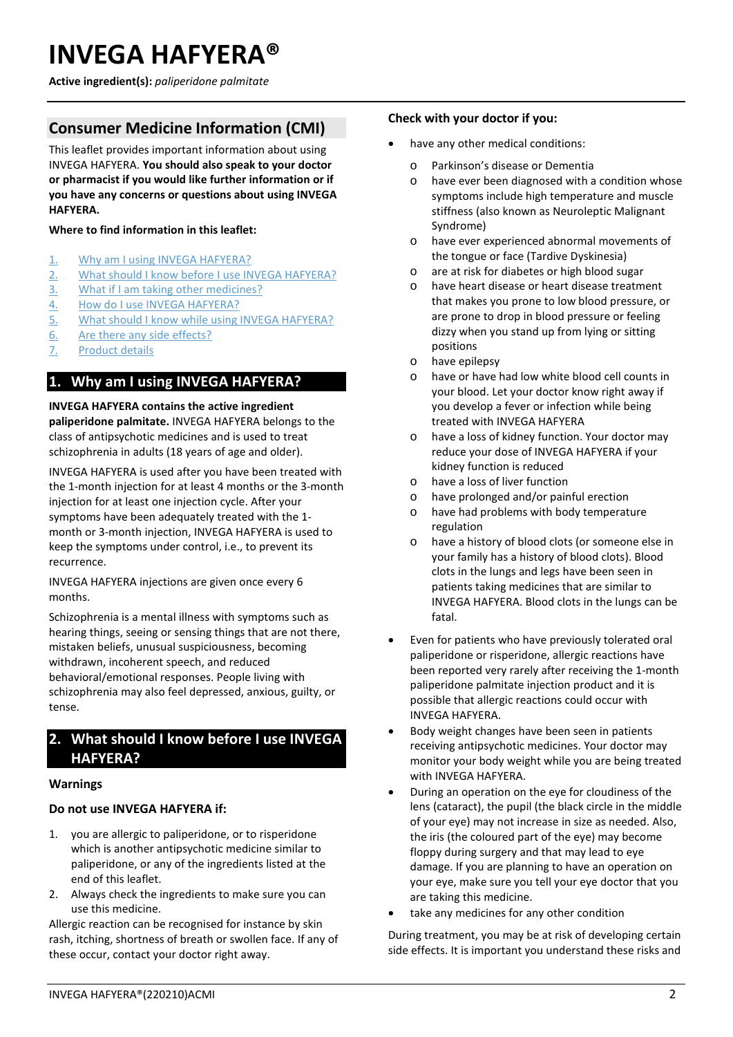# INVEGA HAFYERA®

**Active ingredient(s):** *paliperidone palmitate*

## Consumer Medicine Information (CMI)

This leaflet provides important information about using INVEGA HAFYERA. **You should also speak to your doctor or pharmacist if you would like further information or if you have any concerns or questions about using INVEGA HAFYERA.**

**Where to find information in this leaflet:**

1. Why am I using INVEGA HAFYERA?
2. What should I know before I use INVEGA HAFYERA?
3. What if I am taking other medicines?
4. How do I use INVEGA HAFYERA?
5. What should I know while using INVEGA HAFYERA?
6. Are there any side effects?
7. Product details

## 1. Why am I using INVEGA HAFYERA?

**INVEGA HAFYERA contains the active ingredient paliperidone palmitate.** INVEGA HAFYERA belongs to the class of antipsychotic medicines and is used to treat schizophrenia in adults (18 years of age and older).

INVEGA HAFYERA is used after you have been treated with the 1-month injection for at least 4 months or the 3-month injection for at least one injection cycle. After your symptoms have been adequately treated with the 1-month or 3-month injection, INVEGA HAFYERA is used to keep the symptoms under control, i.e., to prevent its recurrence.

INVEGA HAFYERA injections are given once every 6 months.

Schizophrenia is a mental illness with symptoms such as hearing things, seeing or sensing things that are not there, mistaken beliefs, unusual suspiciousness, becoming withdrawn, incoherent speech, and reduced behavioral/emotional responses. People living with schizophrenia may also feel depressed, anxious, guilty, or tense.

## 2. What should I know before I use INVEGA HAFYERA?

### Warnings

### Do not use INVEGA HAFYERA if:

1. you are allergic to paliperidone, or to risperidone which is another antipsychotic medicine similar to paliperidone, or any of the ingredients listed at the end of this leaflet.
2. Always check the ingredients to make sure you can use this medicine.

Allergic reaction can be recognised for instance by skin rash, itching, shortness of breath or swollen face. If any of these occur, contact your doctor right away.

### Check with your doctor if you:

- have any other medical conditions:
  - Parkinson's disease or Dementia
  - have ever been diagnosed with a condition whose symptoms include high temperature and muscle stiffness (also known as Neuroleptic Malignant Syndrome)
  - have ever experienced abnormal movements of the tongue or face (Tardive Dyskinesia)
  - are at risk for diabetes or high blood sugar
  - have heart disease or heart disease treatment that makes you prone to low blood pressure, or are prone to drop in blood pressure or feeling dizzy when you stand up from lying or sitting positions
  - have epilepsy
  - have or have had low white blood cell counts in your blood. Let your doctor know right away if you develop a fever or infection while being treated with INVEGA HAFYERA
  - have a loss of kidney function. Your doctor may reduce your dose of INVEGA HAFYERA if your kidney function is reduced
  - have a loss of liver function
  - have prolonged and/or painful erection
  - have had problems with body temperature regulation
  - have a history of blood clots (or someone else in your family has a history of blood clots). Blood clots in the lungs and legs have been seen in patients taking medicines that are similar to INVEGA HAFYERA. Blood clots in the lungs can be fatal.
- Even for patients who have previously tolerated oral paliperidone or risperidone, allergic reactions have been reported very rarely after receiving the 1-month paliperidone palmitate injection product and it is possible that allergic reactions could occur with INVEGA HAFYERA.
- Body weight changes have been seen in patients receiving antipsychotic medicines. Your doctor may monitor your body weight while you are being treated with INVEGA HAFYERA.
- During an operation on the eye for cloudiness of the lens (cataract), the pupil (the black circle in the middle of your eye) may not increase in size as needed. Also, the iris (the coloured part of the eye) may become floppy during surgery and that may lead to eye damage. If you are planning to have an operation on your eye, make sure you tell your eye doctor that you are taking this medicine.
- take any medicines for any other condition

During treatment, you may be at risk of developing certain side effects. It is important you understand these risks and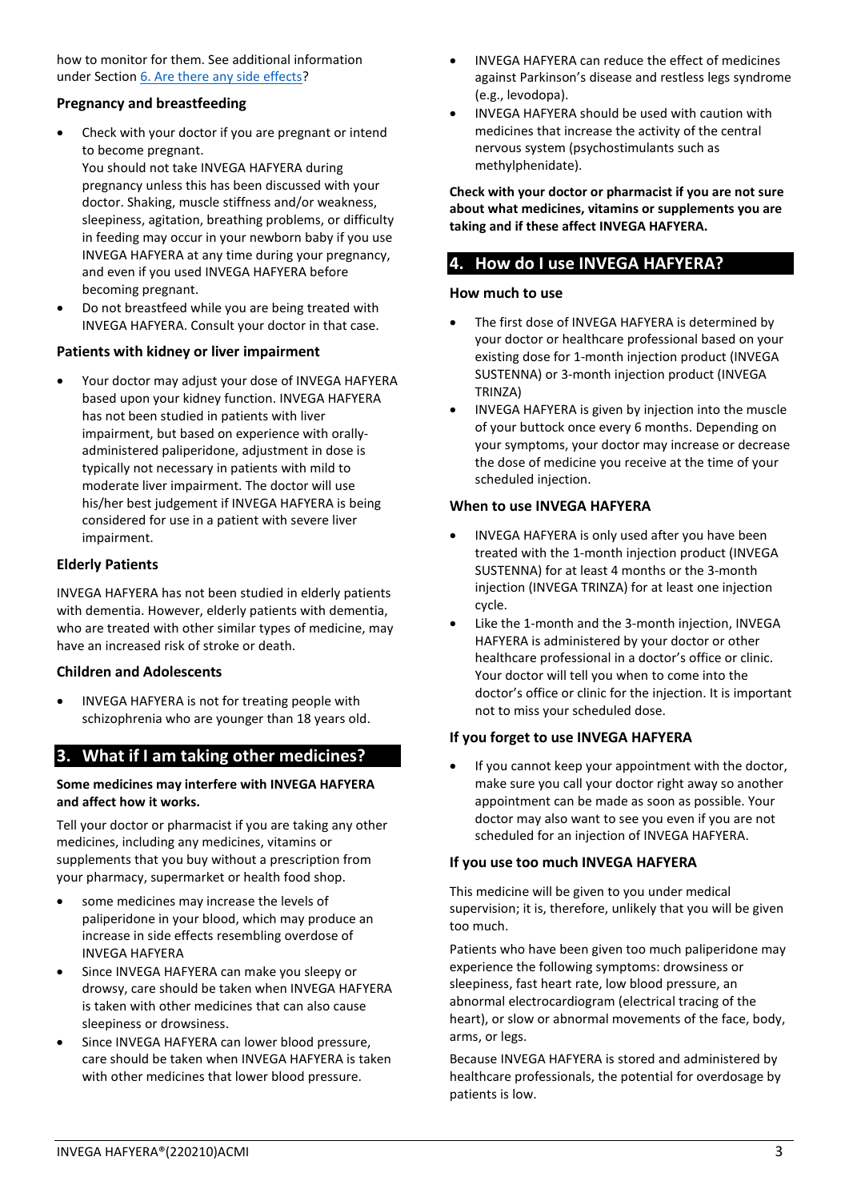how to monitor for them. See additional information under Section [6. Are there any side effects](#)?

### Pregnancy and breastfeeding

- Check with your doctor if you are pregnant or intend to become pregnant.
  You should not take INVEGA HAFYERA during pregnancy unless this has been discussed with your doctor. Shaking, muscle stiffness and/or weakness, sleepiness, agitation, breathing problems, or difficulty in feeding may occur in your newborn baby if you use INVEGA HAFYERA at any time during your pregnancy, and even if you used INVEGA HAFYERA before becoming pregnant.
- Do not breastfeed while you are being treated with INVEGA HAFYERA. Consult your doctor in that case.

### Patients with kidney or liver impairment

- Your doctor may adjust your dose of INVEGA HAFYERA based upon your kidney function. INVEGA HAFYERA has not been studied in patients with liver impairment, but based on experience with orally-administered paliperidone, adjustment in dose is typically not necessary in patients with mild to moderate liver impairment. The doctor will use his/her best judgement if INVEGA HAFYERA is being considered for use in a patient with severe liver impairment.

### Elderly Patients

INVEGA HAFYERA has not been studied in elderly patients with dementia. However, elderly patients with dementia, who are treated with other similar types of medicine, may have an increased risk of stroke or death.

### Children and Adolescents

- INVEGA HAFYERA is not for treating people with schizophrenia who are younger than 18 years old.

## 3. What if I am taking other medicines?

**Some medicines may interfere with INVEGA HAFYERA and affect how it works.**

Tell your doctor or pharmacist if you are taking any other medicines, including any medicines, vitamins or supplements that you buy without a prescription from your pharmacy, supermarket or health food shop.

- some medicines may increase the levels of paliperidone in your blood, which may produce an increase in side effects resembling overdose of INVEGA HAFYERA
- Since INVEGA HAFYERA can make you sleepy or drowsy, care should be taken when INVEGA HAFYERA is taken with other medicines that can also cause sleepiness or drowsiness.
- Since INVEGA HAFYERA can lower blood pressure, care should be taken when INVEGA HAFYERA is taken with other medicines that lower blood pressure.
- INVEGA HAFYERA can reduce the effect of medicines against Parkinson's disease and restless legs syndrome (e.g., levodopa).
- INVEGA HAFYERA should be used with caution with medicines that increase the activity of the central nervous system (psychostimulants such as methylphenidate).

**Check with your doctor or pharmacist if you are not sure about what medicines, vitamins or supplements you are taking and if these affect INVEGA HAFYERA.**

## 4. How do I use INVEGA HAFYERA?

### How much to use

- The first dose of INVEGA HAFYERA is determined by your doctor or healthcare professional based on your existing dose for 1-month injection product (INVEGA SUSTENNA) or 3-month injection product (INVEGA TRINZA)
- INVEGA HAFYERA is given by injection into the muscle of your buttock once every 6 months. Depending on your symptoms, your doctor may increase or decrease the dose of medicine you receive at the time of your scheduled injection.

### When to use INVEGA HAFYERA

- INVEGA HAFYERA is only used after you have been treated with the 1-month injection product (INVEGA SUSTENNA) for at least 4 months or the 3-month injection (INVEGA TRINZA) for at least one injection cycle.
- Like the 1-month and the 3-month injection, INVEGA HAFYERA is administered by your doctor or other healthcare professional in a doctor's office or clinic. Your doctor will tell you when to come into the doctor's office or clinic for the injection. It is important not to miss your scheduled dose.

### If you forget to use INVEGA HAFYERA

- If you cannot keep your appointment with the doctor, make sure you call your doctor right away so another appointment can be made as soon as possible. Your doctor may also want to see you even if you are not scheduled for an injection of INVEGA HAFYERA.

### If you use too much INVEGA HAFYERA

This medicine will be given to you under medical supervision; it is, therefore, unlikely that you will be given too much.

Patients who have been given too much paliperidone may experience the following symptoms: drowsiness or sleepiness, fast heart rate, low blood pressure, an abnormal electrocardiogram (electrical tracing of the heart), or slow or abnormal movements of the face, body, arms, or legs.

Because INVEGA HAFYERA is stored and administered by healthcare professionals, the potential for overdosage by patients is low.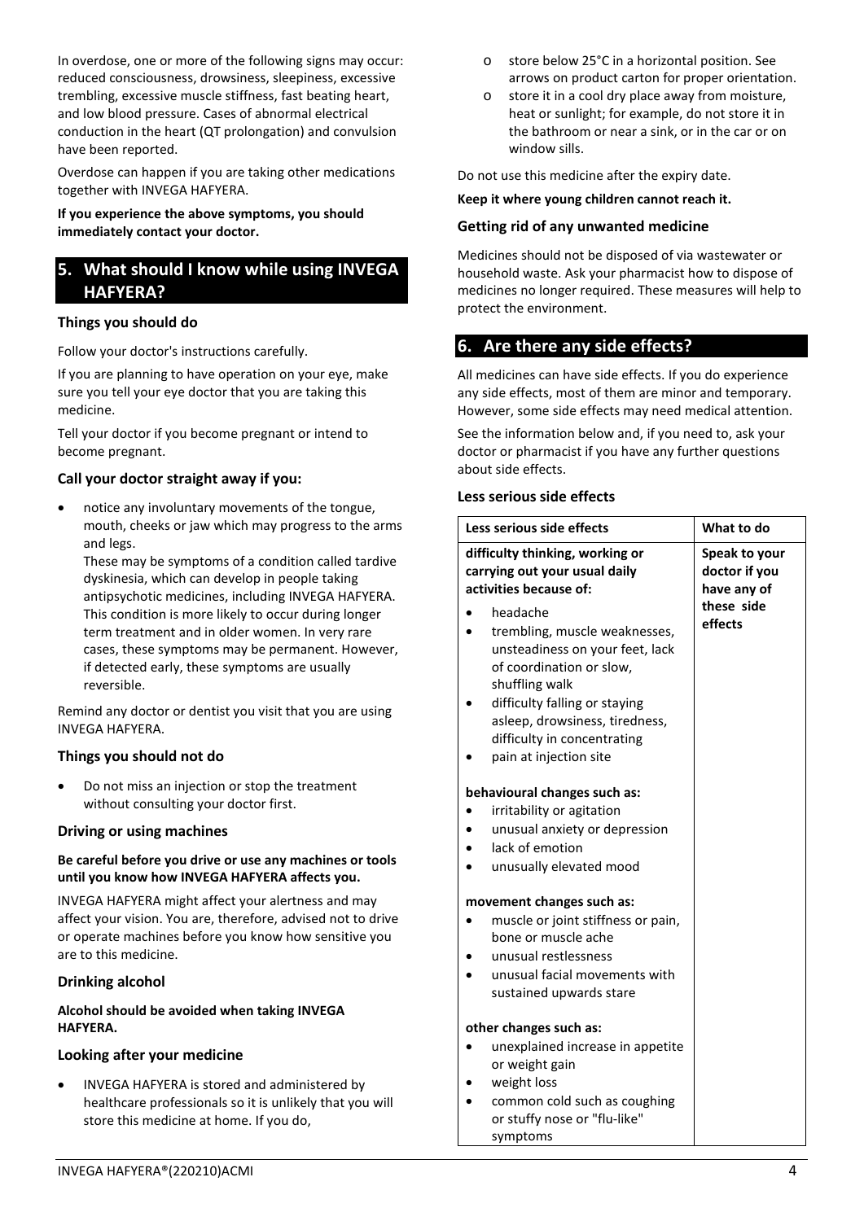In overdose, one or more of the following signs may occur: reduced consciousness, drowsiness, sleepiness, excessive trembling, excessive muscle stiffness, fast beating heart, and low blood pressure. Cases of abnormal electrical conduction in the heart (QT prolongation) and convulsion have been reported.

Overdose can happen if you are taking other medications together with INVEGA HAFYERA.

**If you experience the above symptoms, you should immediately contact your doctor.**

## 5. What should I know while using INVEGA HAFYERA?

### Things you should do

Follow your doctor's instructions carefully.

If you are planning to have operation on your eye, make sure you tell your eye doctor that you are taking this medicine.

Tell your doctor if you become pregnant or intend to become pregnant.

### Call your doctor straight away if you:

- notice any involuntary movements of the tongue, mouth, cheeks or jaw which may progress to the arms and legs.
  These may be symptoms of a condition called tardive dyskinesia, which can develop in people taking antipsychotic medicines, including INVEGA HAFYERA. This condition is more likely to occur during longer term treatment and in older women. In very rare cases, these symptoms may be permanent. However, if detected early, these symptoms are usually reversible.

Remind any doctor or dentist you visit that you are using INVEGA HAFYERA.

### Things you should not do

- Do not miss an injection or stop the treatment without consulting your doctor first.

### Driving or using machines

**Be careful before you drive or use any machines or tools until you know how INVEGA HAFYERA affects you.**

INVEGA HAFYERA might affect your alertness and may affect your vision. You are, therefore, advised not to drive or operate machines before you know how sensitive you are to this medicine.

### Drinking alcohol

**Alcohol should be avoided when taking INVEGA HAFYERA.**

### Looking after your medicine

- INVEGA HAFYERA is stored and administered by healthcare professionals so it is unlikely that you will store this medicine at home. If you do,
  - store below 25°C in a horizontal position. See arrows on product carton for proper orientation.
  - store it in a cool dry place away from moisture, heat or sunlight; for example, do not store it in the bathroom or near a sink, or in the car or on window sills.

Do not use this medicine after the expiry date.

**Keep it where young children cannot reach it.**

### Getting rid of any unwanted medicine

Medicines should not be disposed of via wastewater or household waste. Ask your pharmacist how to dispose of medicines no longer required. These measures will help to protect the environment.

## 6. Are there any side effects?

All medicines can have side effects. If you do experience any side effects, most of them are minor and temporary. However, some side effects may need medical attention.

See the information below and, if you need to, ask your doctor or pharmacist if you have any further questions about side effects.

### Less serious side effects

| Less serious side effects | What to do |
|---|---|
| **difficulty thinking, working or carrying out your usual daily activities because of:**<br>• headache<br>• trembling, muscle weaknesses, unsteadiness on your feet, lack of coordination or slow, shuffling walk<br>• difficulty falling or staying asleep, drowsiness, tiredness, difficulty in concentrating<br>• pain at injection site<br><br>**behavioural changes such as:**<br>• irritability or agitation<br>• unusual anxiety or depression<br>• lack of emotion<br>• unusually elevated mood<br><br>**movement changes such as:**<br>• muscle or joint stiffness or pain, bone or muscle ache<br>• unusual restlessness<br>• unusual facial movements with sustained upwards stare<br><br>**other changes such as:**<br>• unexplained increase in appetite or weight gain<br>• weight loss<br>• common cold such as coughing or stuffy nose or "flu-like" symptoms | **Speak to your doctor if you have any of these side effects** |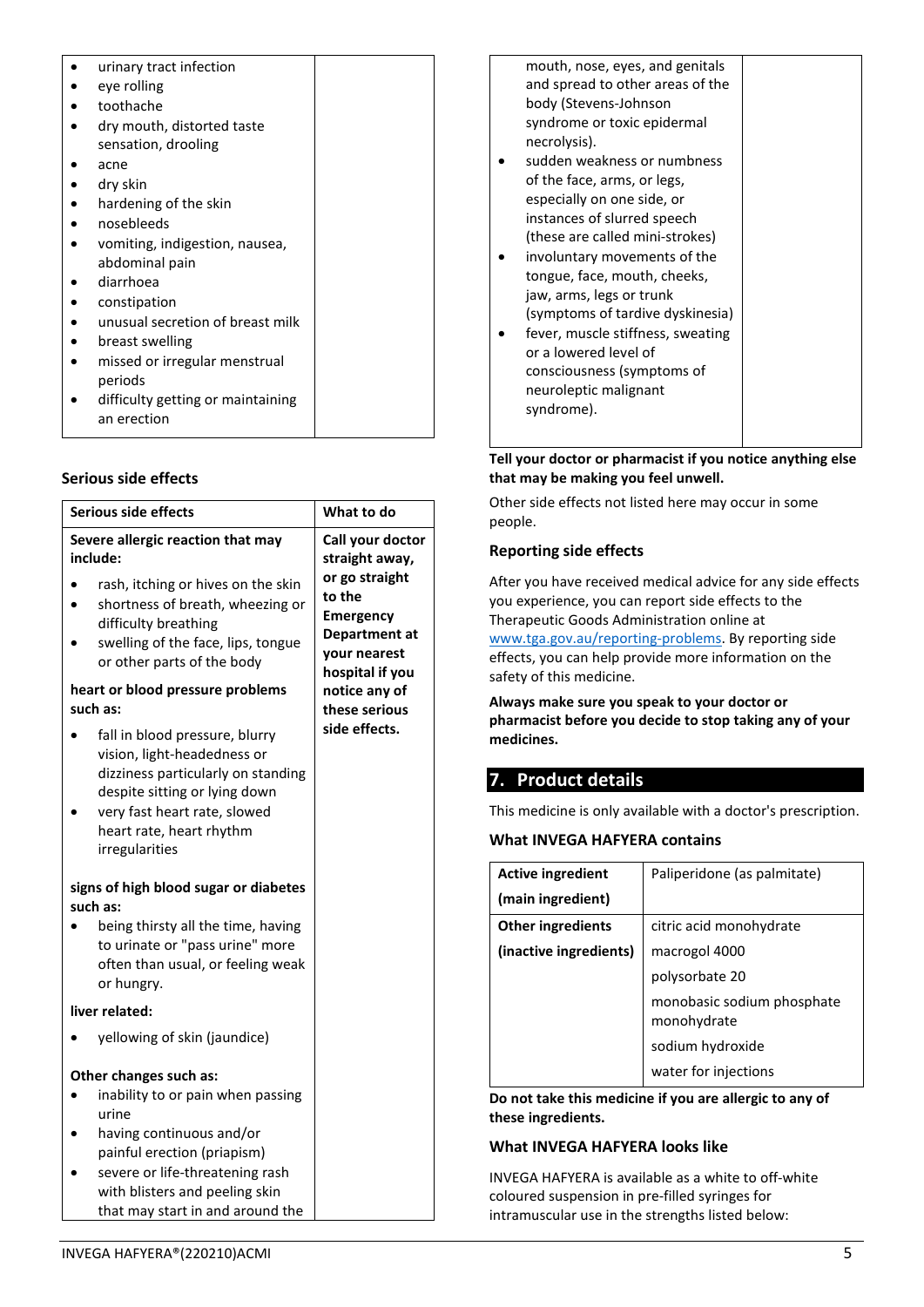| | |
|---|---|
| • urinary tract infection<br>• eye rolling<br>• toothache<br>• dry mouth, distorted taste sensation, drooling<br>• acne<br>• dry skin<br>• hardening of the skin<br>• nosebleeds<br>• vomiting, indigestion, nausea, abdominal pain<br>• diarrhoea<br>• constipation<br>• unusual secretion of breast milk<br>• breast swelling<br>• missed or irregular menstrual periods<br>• difficulty getting or maintaining an erection | |

### Serious side effects

| Serious side effects | What to do |
|---|---|
| **Severe allergic reaction that may include:**<br>• rash, itching or hives on the skin<br>• shortness of breath, wheezing or difficulty breathing<br>• swelling of the face, lips, tongue or other parts of the body<br>**heart or blood pressure problems such as:**<br>• fall in blood pressure, blurry vision, light-headedness or dizziness particularly on standing despite sitting or lying down<br>• very fast heart rate, slowed heart rate, heart rhythm irregularities<br>**signs of high blood sugar or diabetes such as:**<br>• being thirsty all the time, having to urinate or "pass urine" more often than usual, or feeling weak or hungry.<br>**liver related:**<br>• yellowing of skin (jaundice)<br>**Other changes such as:**<br>• inability to or pain when passing urine<br>• having continuous and/or painful erection (priapism)<br>• severe or life-threatening rash with blisters and peeling skin that may start in and around the mouth, nose, eyes, and genitals and spread to other areas of the body (Stevens-Johnson syndrome or toxic epidermal necrolysis).<br>• sudden weakness or numbness of the face, arms, or legs, especially on one side, or instances of slurred speech (these are called mini-strokes)<br>• involuntary movements of the tongue, face, mouth, cheeks, jaw, arms, legs or trunk (symptoms of tardive dyskinesia)<br>• fever, muscle stiffness, sweating or a lowered level of consciousness (symptoms of neuroleptic malignant syndrome). | **Call your doctor straight away, or go straight to the Emergency Department at your nearest hospital if you notice any of these serious side effects.** |

**Tell your doctor or pharmacist if you notice anything else that may be making you feel unwell.**

Other side effects not listed here may occur in some people.

### Reporting side effects

After you have received medical advice for any side effects you experience, you can report side effects to the Therapeutic Goods Administration online at www.tga.gov.au/reporting-problems. By reporting side effects, you can help provide more information on the safety of this medicine.

**Always make sure you speak to your doctor or pharmacist before you decide to stop taking any of your medicines.**

## 7. Product details

This medicine is only available with a doctor's prescription.

### What INVEGA HAFYERA contains

| | |
|---|---|
| **Active ingredient (main ingredient)** | Paliperidone (as palmitate) |
| **Other ingredients (inactive ingredients)** | citric acid monohydrate |
| | macrogol 4000 |
| | polysorbate 20 |
| | monobasic sodium phosphate monohydrate |
| | sodium hydroxide |
| | water for injections |

**Do not take this medicine if you are allergic to any of these ingredients.**

### What INVEGA HAFYERA looks like

INVEGA HAFYERA is available as a white to off-white coloured suspension in pre-filled syringes for intramuscular use in the strengths listed below: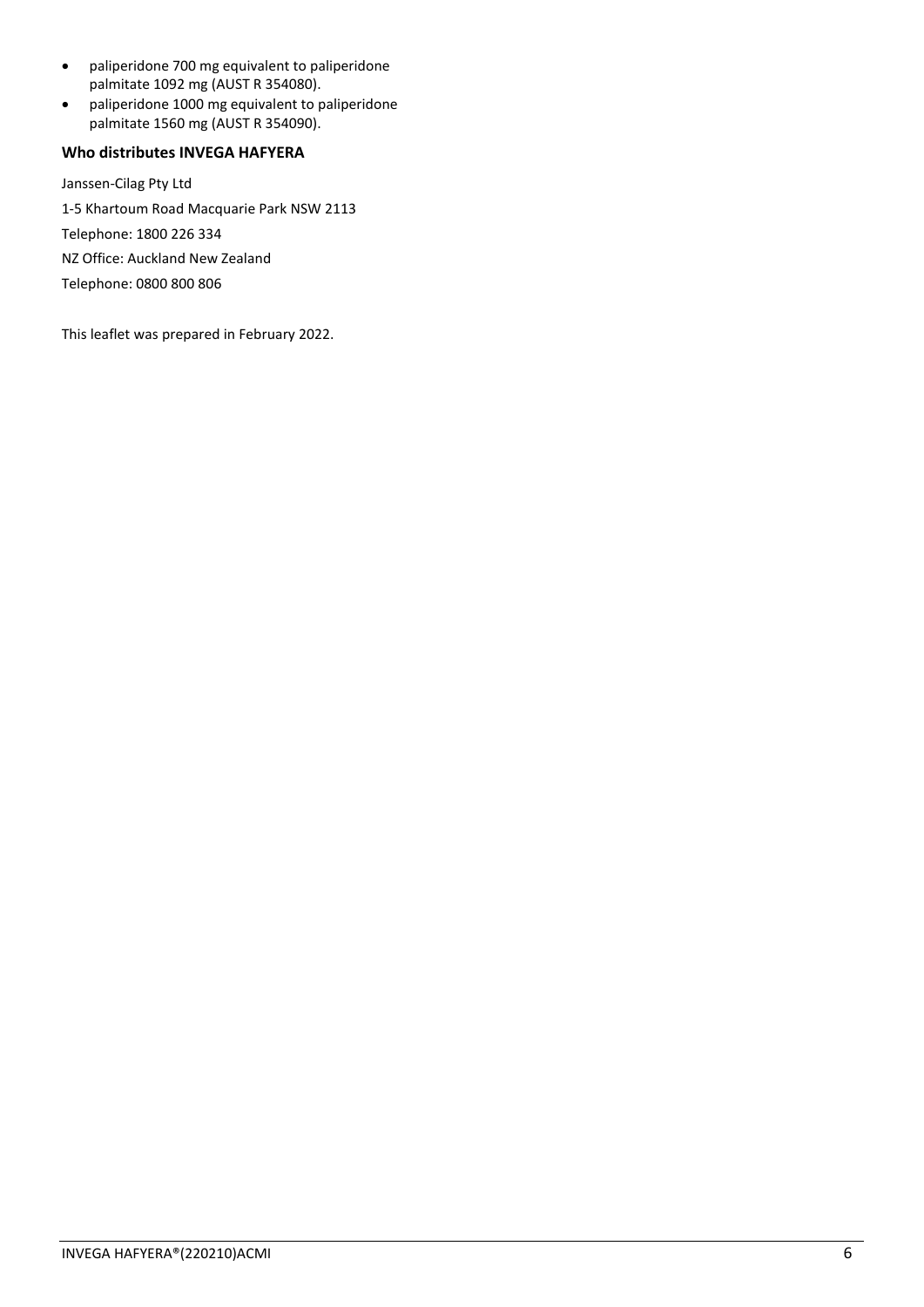- paliperidone 700 mg equivalent to paliperidone palmitate 1092 mg (AUST R 354080).
- paliperidone 1000 mg equivalent to paliperidone palmitate 1560 mg (AUST R 354090).

### Who distributes INVEGA HAFYERA

Janssen-Cilag Pty Ltd

1-5 Khartoum Road Macquarie Park NSW 2113

Telephone: 1800 226 334

NZ Office: Auckland New Zealand

Telephone: 0800 800 806

This leaflet was prepared in February 2022.